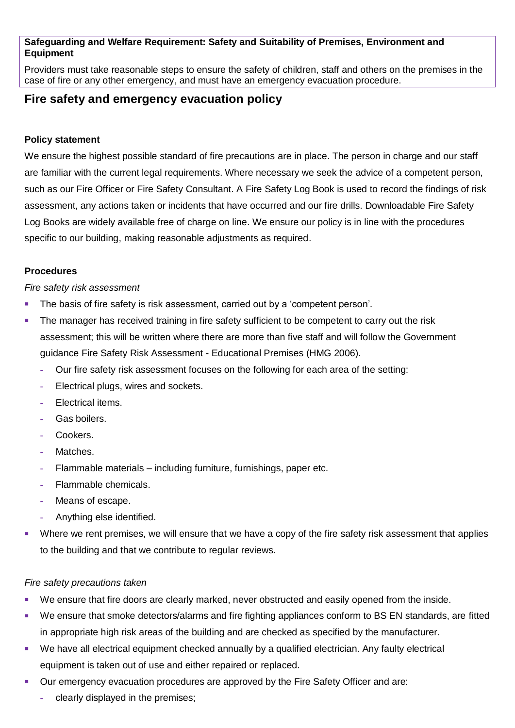**Safeguarding and Welfare Requirement: Safety and Suitability of Premises, Environment and Equipment**

Providers must take reasonable steps to ensure the safety of children, staff and others on the premises in the case of fire or any other emergency, and must have an emergency evacuation procedure.

## Fire safety and emergency evacuation policy

**Policy statement**

We ensure the highest possible standard of fire precautions are in place. The person in charge and our staff are familiar with the current legal requirements. Where necessary we seek the advice of a competent person, such as our Fire Officer or Fire Safety Consultant. A Fire Safety Log Book is used to record the findings of risk assessment, any actions taken or incidents that have occurred and our fire drills. Downloadable Fire Safety Log Books are widely available free of charge on line. We ensure our policy is in line with the procedures specific to our building, making reasonable adjustments as required.

**Procedures**

*Fire safety risk assessment*

- The basis of fire safety is risk assessment, carried out by a 'competent person'.
- The manager has received training in fire safety sufficient to be competent to carry out the risk assessment; this will be written where there are more than five staff and will follow the Government guidance Fire Safety Risk Assessment - Educational Premises (HMG 2006).
  - Our fire safety risk assessment focuses on the following for each area of the setting:
  - Electrical plugs, wires and sockets.
  - Electrical items.
  - Gas boilers.
  - Cookers.
  - Matches.
  - Flammable materials – including furniture, furnishings, paper etc.
  - Flammable chemicals.
  - Means of escape.
  - Anything else identified.
- Where we rent premises, we will ensure that we have a copy of the fire safety risk assessment that applies to the building and that we contribute to regular reviews.

*Fire safety precautions taken*

- We ensure that fire doors are clearly marked, never obstructed and easily opened from the inside.
- We ensure that smoke detectors/alarms and fire fighting appliances conform to BS EN standards, are fitted in appropriate high risk areas of the building and are checked as specified by the manufacturer.
- We have all electrical equipment checked annually by a qualified electrician. Any faulty electrical equipment is taken out of use and either repaired or replaced.
- Our emergency evacuation procedures are approved by the Fire Safety Officer and are:
  - clearly displayed in the premises;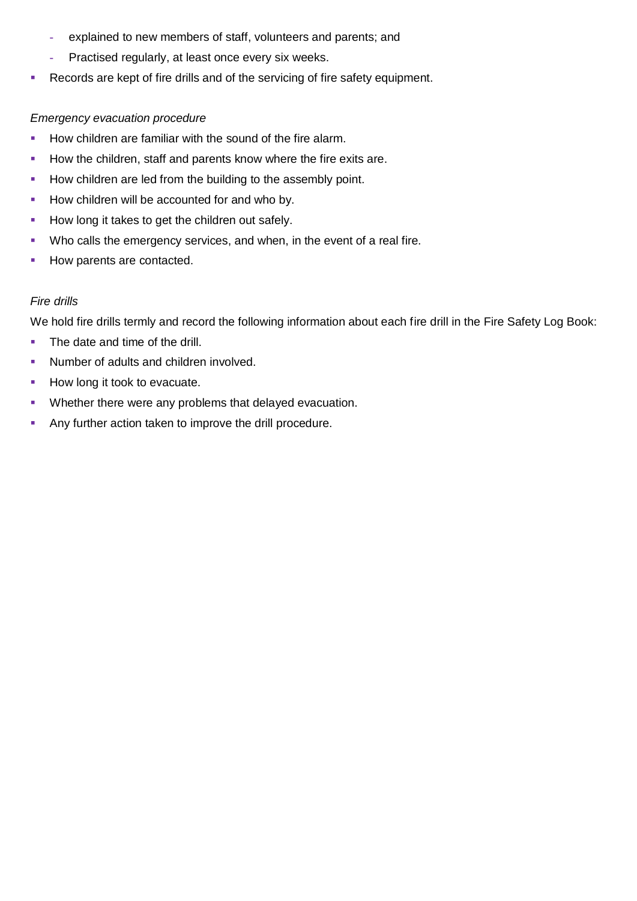- explained to new members of staff, volunteers and parents; and
  - Practised regularly, at least once every six weeks.
- Records are kept of fire drills and of the servicing of fire safety equipment.

*Emergency evacuation procedure*

- How children are familiar with the sound of the fire alarm.
- How the children, staff and parents know where the fire exits are.
- How children are led from the building to the assembly point.
- How children will be accounted for and who by.
- How long it takes to get the children out safely.
- Who calls the emergency services, and when, in the event of a real fire.
- How parents are contacted.

*Fire drills*

We hold fire drills termly and record the following information about each fire drill in the Fire Safety Log Book:

- The date and time of the drill.
- Number of adults and children involved.
- How long it took to evacuate.
- Whether there were any problems that delayed evacuation.
- Any further action taken to improve the drill procedure.